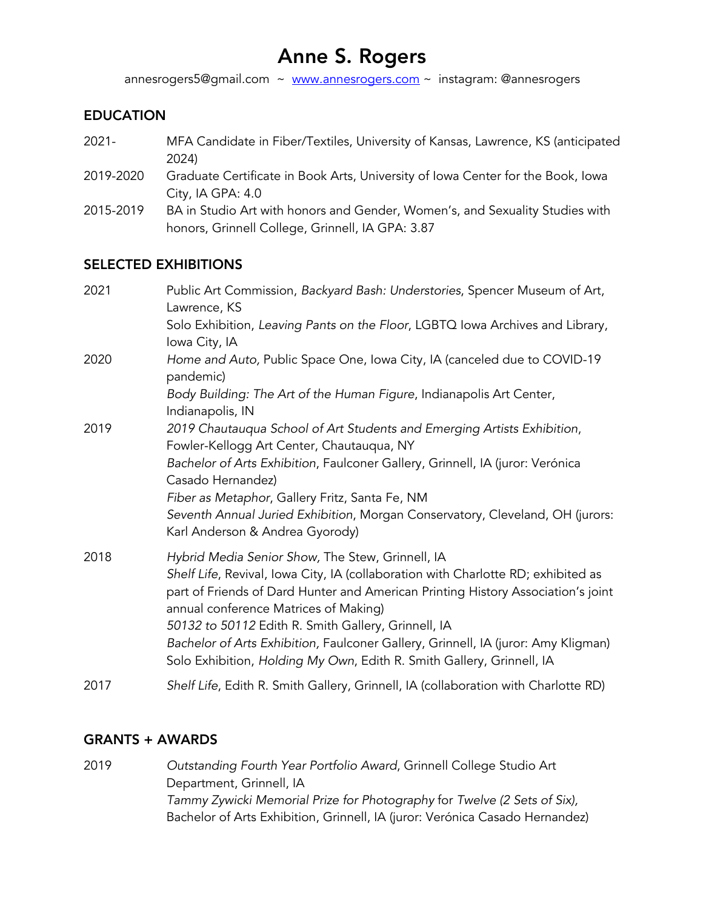# Anne S. Rogers

annesrogers5@gmail.com ~ [www.annesrogers.com](http://www.annesrogers.com) ~ instagram: @annesrogers

## EDUCATION

2021- MFA Candidate in Fiber/Textiles, University of Kansas, Lawrence, KS (anticipated 2024)

2019-2020 Graduate Certificate in Book Arts, University of Iowa Center for the Book, Iowa City, IA GPA: 4.0

2015-2019 BA in Studio Art with honors and Gender, Women's, and Sexuality Studies with honors, Grinnell College, Grinnell, IA GPA: 3.87

## SELECTED EXHIBITIONS

**2021**

Public Art Commission, *Backyard Bash: Understories*, Spencer Museum of Art, Lawrence, KS

Solo Exhibition, *Leaving Pants on the Floor*, LGBTQ Iowa Archives and Library, Iowa City, IA

**2020**

*Home and Auto,* Public Space One, Iowa City, IA (canceled due to COVID-19 pandemic)

*Body Building: The Art of the Human Figure*, Indianapolis Art Center, Indianapolis, IN

**2019**

*2019 Chautauqua School of Art Students and Emerging Artists Exhibition*, Fowler-Kellogg Art Center, Chautauqua, NY

*Bachelor of Arts Exhibition*, Faulconer Gallery, Grinnell, IA (juror: Verónica Casado Hernandez)

*Fiber as Metaphor*, Gallery Fritz, Santa Fe, NM

*Seventh Annual Juried Exhibition*, Morgan Conservatory, Cleveland, OH (jurors: Karl Anderson & Andrea Gyorody)

**2018**

*Hybrid Media Senior Show,* The Stew, Grinnell, IA

*Shelf Life*, Revival, Iowa City, IA (collaboration with Charlotte RD; exhibited as part of Friends of Dard Hunter and American Printing History Association's joint annual conference Matrices of Making)

*50132 to 50112* Edith R. Smith Gallery, Grinnell, IA

*Bachelor of Arts Exhibition,* Faulconer Gallery, Grinnell, IA (juror: Amy Kligman)

Solo Exhibition, *Holding My Own*, Edith R. Smith Gallery, Grinnell, IA

**2017**

*Shelf Life*, Edith R. Smith Gallery, Grinnell, IA (collaboration with Charlotte RD)

## GRANTS + AWARDS

**2019**

*Outstanding Fourth Year Portfolio Award*, Grinnell College Studio Art Department, Grinnell, IA

*Tammy Zywicki Memorial Prize for Photography* for *Twelve (2 Sets of Six),* Bachelor of Arts Exhibition, Grinnell, IA (juror: Verónica Casado Hernandez)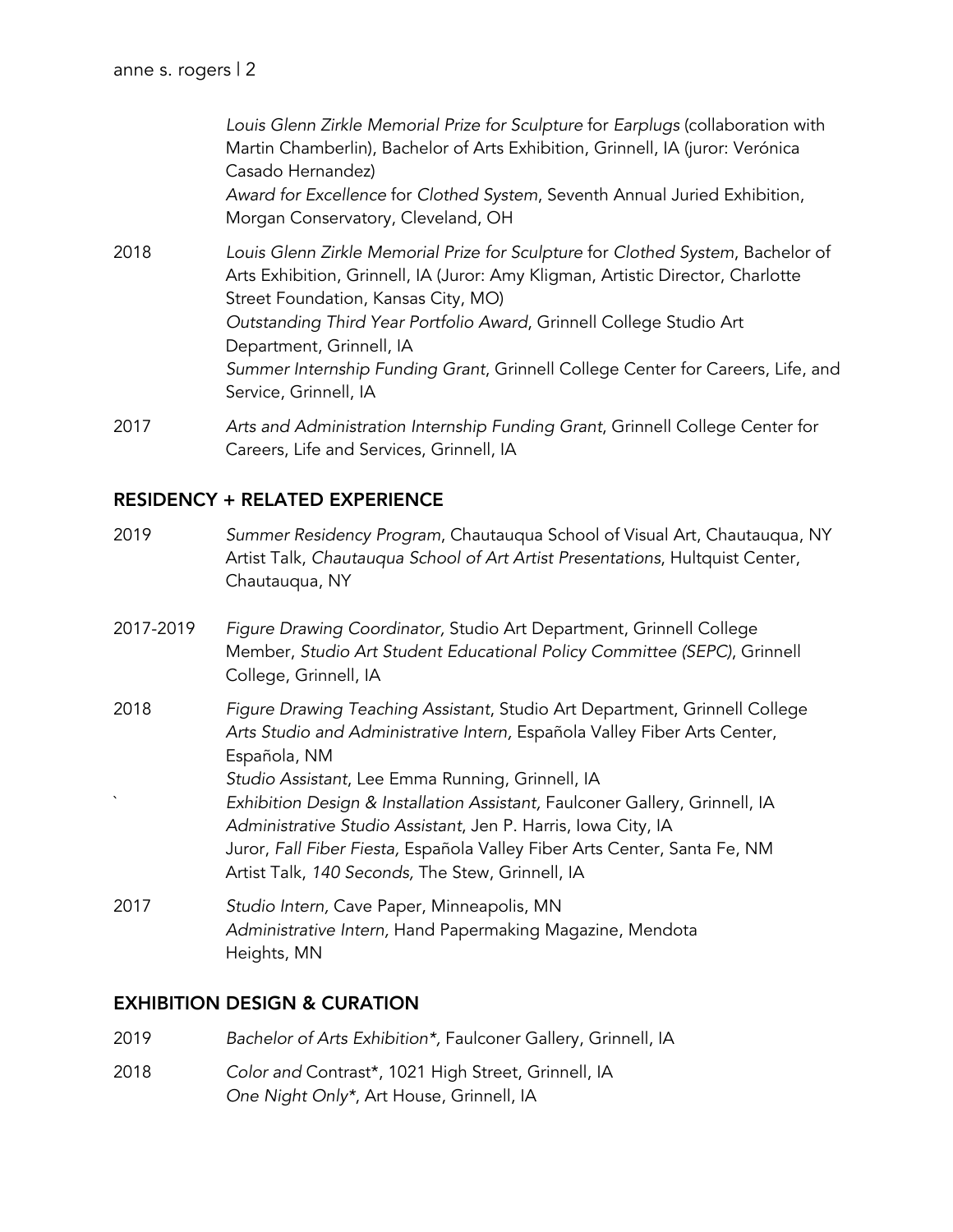*Louis Glenn Zirkle Memorial Prize for Sculpture* for *Earplugs* (collaboration with Martin Chamberlin), Bachelor of Arts Exhibition, Grinnell, IA (juror: Verónica Casado Hernandez)
*Award for Excellence* for *Clothed System*, Seventh Annual Juried Exhibition, Morgan Conservatory, Cleveland, OH

2018 — *Louis Glenn Zirkle Memorial Prize for Sculpture* for *Clothed System*, Bachelor of Arts Exhibition, Grinnell, IA (Juror: Amy Kligman, Artistic Director, Charlotte Street Foundation, Kansas City, MO)
*Outstanding Third Year Portfolio Award*, Grinnell College Studio Art Department, Grinnell, IA
*Summer Internship Funding Grant*, Grinnell College Center for Careers, Life, and Service, Grinnell, IA

2017 — *Arts and Administration Internship Funding Grant*, Grinnell College Center for Careers, Life and Services, Grinnell, IA

## RESIDENCY + RELATED EXPERIENCE

2019 — *Summer Residency Program*, Chautauqua School of Visual Art, Chautauqua, NY
Artist Talk, *Chautauqua School of Art Artist Presentations*, Hultquist Center, Chautauqua, NY

2017-2019 — *Figure Drawing Coordinator,* Studio Art Department, Grinnell College
Member, *Studio Art Student Educational Policy Committee (SEPC)*, Grinnell College, Grinnell, IA

2018 — *Figure Drawing Teaching Assistant*, Studio Art Department, Grinnell College
*Arts Studio and Administrative Intern,* Española Valley Fiber Arts Center, Española, NM
*Studio Assistant*, Lee Emma Running, Grinnell, IA
*Exhibition Design & Installation Assistant,* Faulconer Gallery, Grinnell, IA
*Administrative Studio Assistant*, Jen P. Harris, Iowa City, IA
Juror, *Fall Fiber Fiesta,* Española Valley Fiber Arts Center, Santa Fe, NM
Artist Talk, *140 Seconds,* The Stew, Grinnell, IA

2017 — *Studio Intern,* Cave Paper, Minneapolis, MN
*Administrative Intern,* Hand Papermaking Magazine, Mendota Heights, MN

## EXHIBITION DESIGN & CURATION

2019 — *Bachelor of Arts Exhibition*\*, Faulconer Gallery, Grinnell, IA

2018 — *Color and* Contrast\*, 1021 High Street, Grinnell, IA
*One Night Only*\*, Art House, Grinnell, IA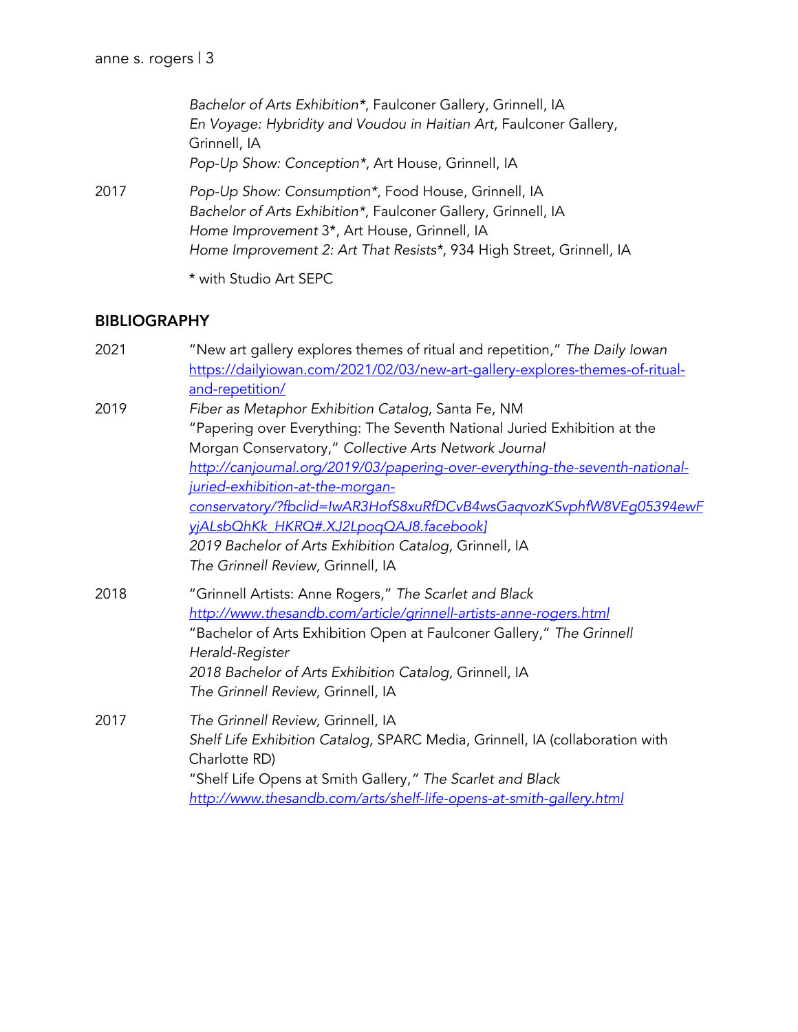| | |
|---|---|
| | *Bachelor of Arts Exhibition**, Faulconer Gallery, Grinnell, IA |
| | *En Voyage: Hybridity and Voudou in Haitian Art*, Faulconer Gallery, Grinnell, IA |
| | *Pop-Up Show: Conception**, Art House, Grinnell, IA |
| 2017 | *Pop-Up Show: Consumption**, Food House, Grinnell, IA |
| | *Bachelor of Arts Exhibition**, Faulconer Gallery, Grinnell, IA |
| | *Home Improvement* 3*, Art House, Grinnell, IA |
| | *Home Improvement 2: Art That Resists**, 934 High Street, Grinnell, IA |

\* with Studio Art SEPC

## BIBLIOGRAPHY

| | |
|---|---|
| 2021 | "New art gallery explores themes of ritual and repetition," *The Daily Iowan* https://dailyiowan.com/2021/02/03/new-art-gallery-explores-themes-of-ritual-and-repetition/ |
| 2019 | *Fiber as Metaphor Exhibition Catalog*, Santa Fe, NM |
| | "Papering over Everything: The Seventh National Juried Exhibition at the Morgan Conservatory," *Collective Arts Network Journal* *http://canjournal.org/2019/03/papering-over-everything-the-seventh-national-juried-exhibition-at-the-morgan-conservatory/?fbclid=IwAR3HofS8xuRfDCvB4wsGaqvozKSvphfW8VEg05394ewFyjALsbQhKk_HKRQ#.XJ2LpoqQAJ8.facebook]* |
| | *2019 Bachelor of Arts Exhibition Catalog,* Grinnell, IA |
| | *The Grinnell Review,* Grinnell, IA |
| 2018 | "Grinnell Artists: Anne Rogers," *The Scarlet and Black* *http://www.thesandb.com/article/grinnell-artists-anne-rogers.html* |
| | "Bachelor of Arts Exhibition Open at Faulconer Gallery," *The Grinnell Herald-Register* |
| | *2018 Bachelor of Arts Exhibition Catalog,* Grinnell, IA |
| | *The Grinnell Review,* Grinnell, IA |
| 2017 | *The Grinnell Review,* Grinnell, IA |
| | *Shelf Life Exhibition Catalog,* SPARC Media, Grinnell, IA (collaboration with Charlotte RD) |
| | "Shelf Life Opens at Smith Gallery," *The Scarlet and Black* *http://www.thesandb.com/arts/shelf-life-opens-at-smith-gallery.html* |